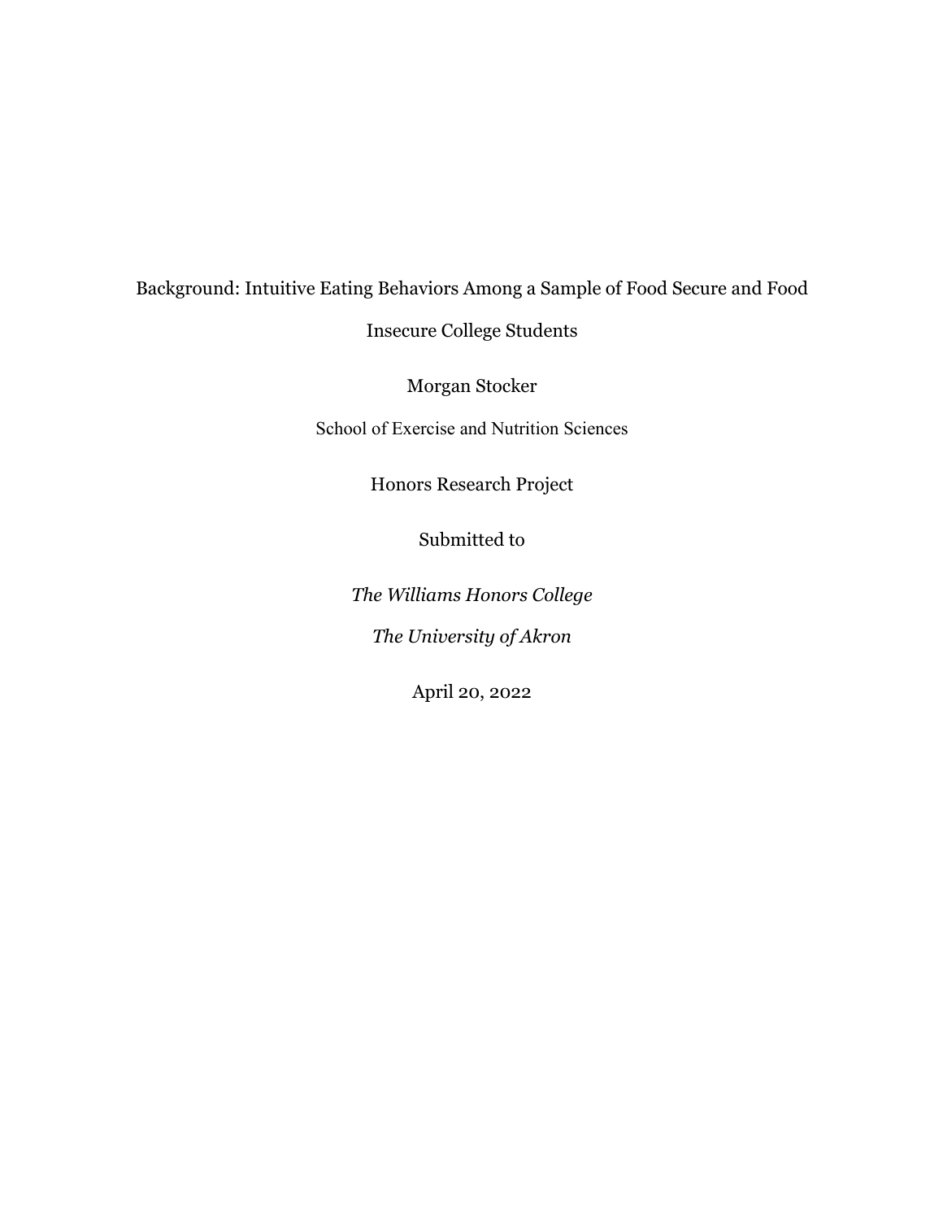# Background: Intuitive Eating Behaviors Among a Sample of Food Secure and Food Insecure College Students

Morgan Stocker

School of Exercise and Nutrition Sciences

Honors Research Project

Submitted to

*The Williams Honors College*

*The University of Akron*

April 20, 2022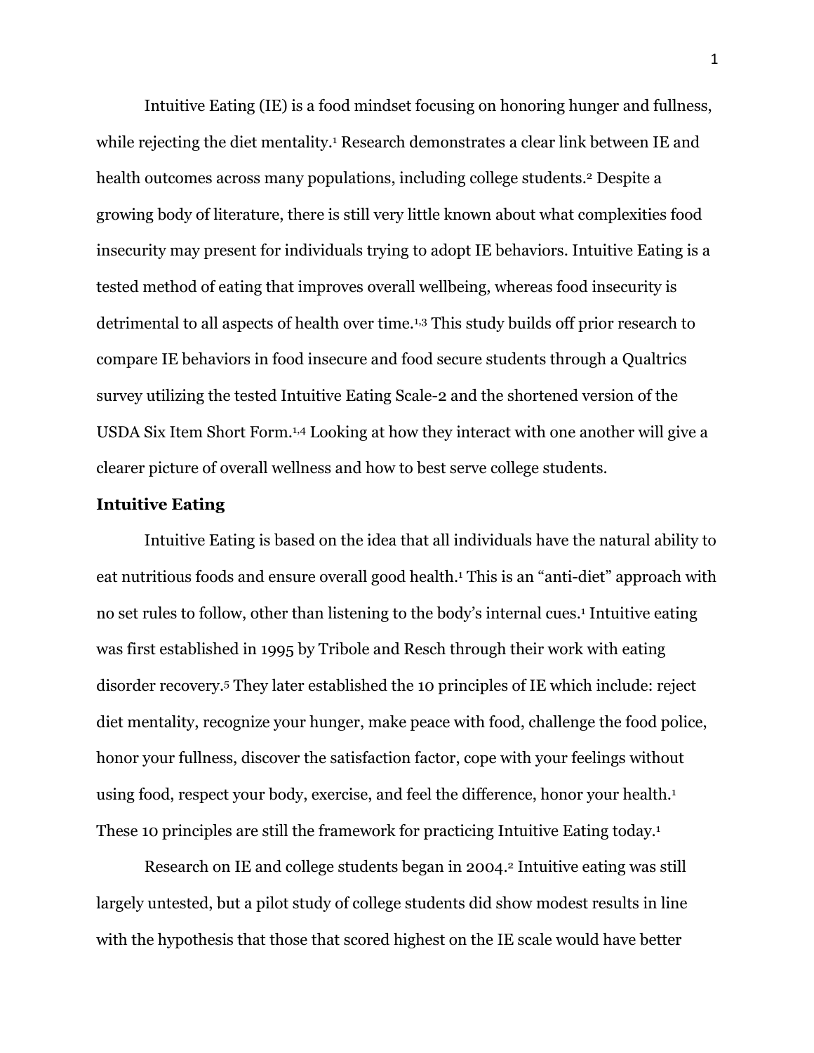Intuitive Eating (IE) is a food mindset focusing on honoring hunger and fullness, while rejecting the diet mentality.[1] Research demonstrates a clear link between IE and health outcomes across many populations, including college students.[2] Despite a growing body of literature, there is still very little known about what complexities food insecurity may present for individuals trying to adopt IE behaviors. Intuitive Eating is a tested method of eating that improves overall wellbeing, whereas food insecurity is detrimental to all aspects of health over time.[1,3] This study builds off prior research to compare IE behaviors in food insecure and food secure students through a Qualtrics survey utilizing the tested Intuitive Eating Scale-2 and the shortened version of the USDA Six Item Short Form.[1,4] Looking at how they interact with one another will give a clearer picture of overall wellness and how to best serve college students.

**Intuitive Eating**

Intuitive Eating is based on the idea that all individuals have the natural ability to eat nutritious foods and ensure overall good health.[1] This is an "anti-diet" approach with no set rules to follow, other than listening to the body's internal cues.[1] Intuitive eating was first established in 1995 by Tribole and Resch through their work with eating disorder recovery.[5] They later established the 10 principles of IE which include: reject diet mentality, recognize your hunger, make peace with food, challenge the food police, honor your fullness, discover the satisfaction factor, cope with your feelings without using food, respect your body, exercise, and feel the difference, honor your health.[1] These 10 principles are still the framework for practicing Intuitive Eating today.[1]

Research on IE and college students began in 2004.[2] Intuitive eating was still largely untested, but a pilot study of college students did show modest results in line with the hypothesis that those that scored highest on the IE scale would have better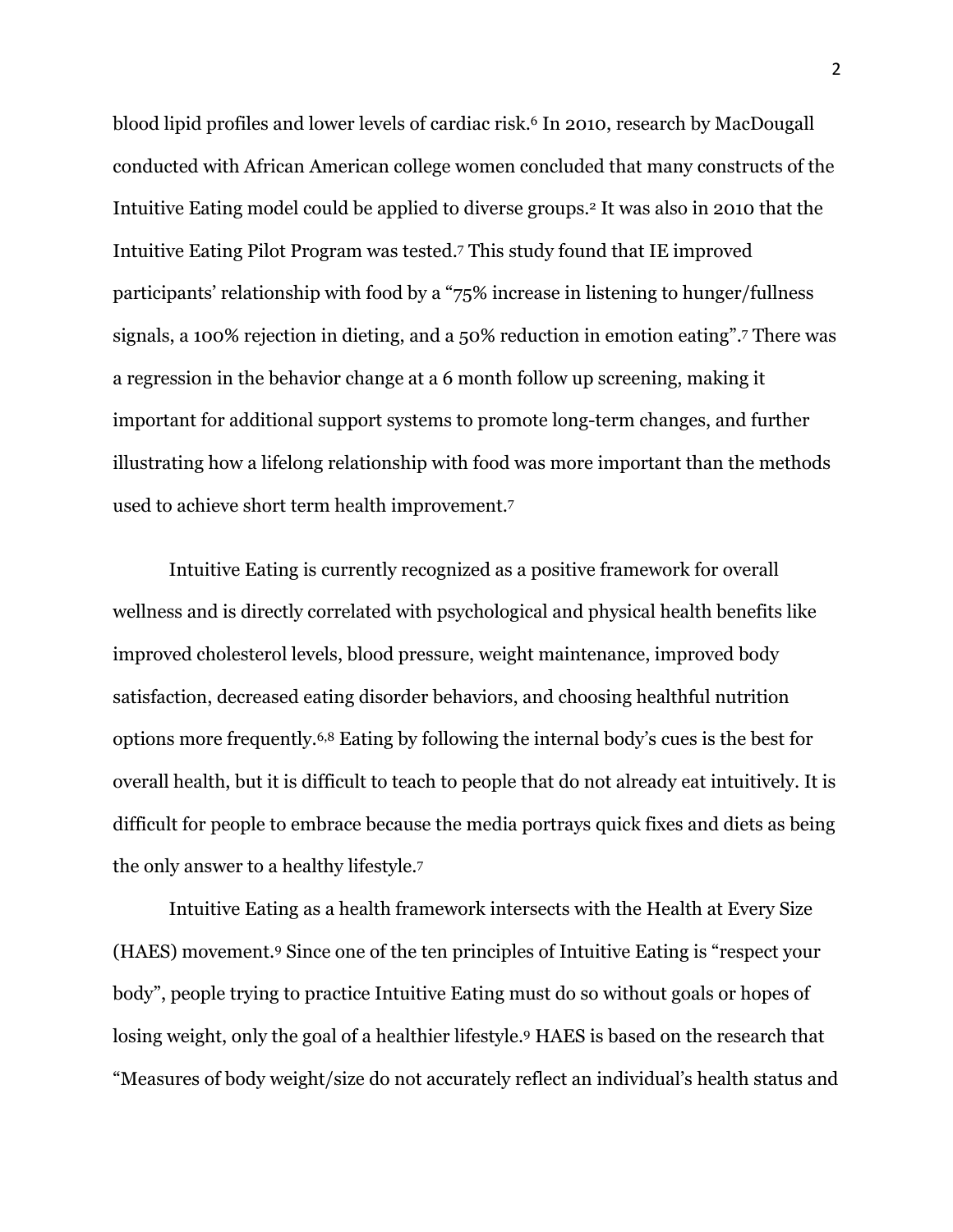blood lipid profiles and lower levels of cardiac risk.[6] In 2010, research by MacDougall conducted with African American college women concluded that many constructs of the Intuitive Eating model could be applied to diverse groups.[2] It was also in 2010 that the Intuitive Eating Pilot Program was tested.[7] This study found that IE improved participants' relationship with food by a "75% increase in listening to hunger/fullness signals, a 100% rejection in dieting, and a 50% reduction in emotion eating".[7] There was a regression in the behavior change at a 6 month follow up screening, making it important for additional support systems to promote long-term changes, and further illustrating how a lifelong relationship with food was more important than the methods used to achieve short term health improvement.[7]

Intuitive Eating is currently recognized as a positive framework for overall wellness and is directly correlated with psychological and physical health benefits like improved cholesterol levels, blood pressure, weight maintenance, improved body satisfaction, decreased eating disorder behaviors, and choosing healthful nutrition options more frequently.[6,8] Eating by following the internal body's cues is the best for overall health, but it is difficult to teach to people that do not already eat intuitively. It is difficult for people to embrace because the media portrays quick fixes and diets as being the only answer to a healthy lifestyle.[7]

Intuitive Eating as a health framework intersects with the Health at Every Size (HAES) movement.[9] Since one of the ten principles of Intuitive Eating is "respect your body", people trying to practice Intuitive Eating must do so without goals or hopes of losing weight, only the goal of a healthier lifestyle.[9] HAES is based on the research that "Measures of body weight/size do not accurately reflect an individual's health status and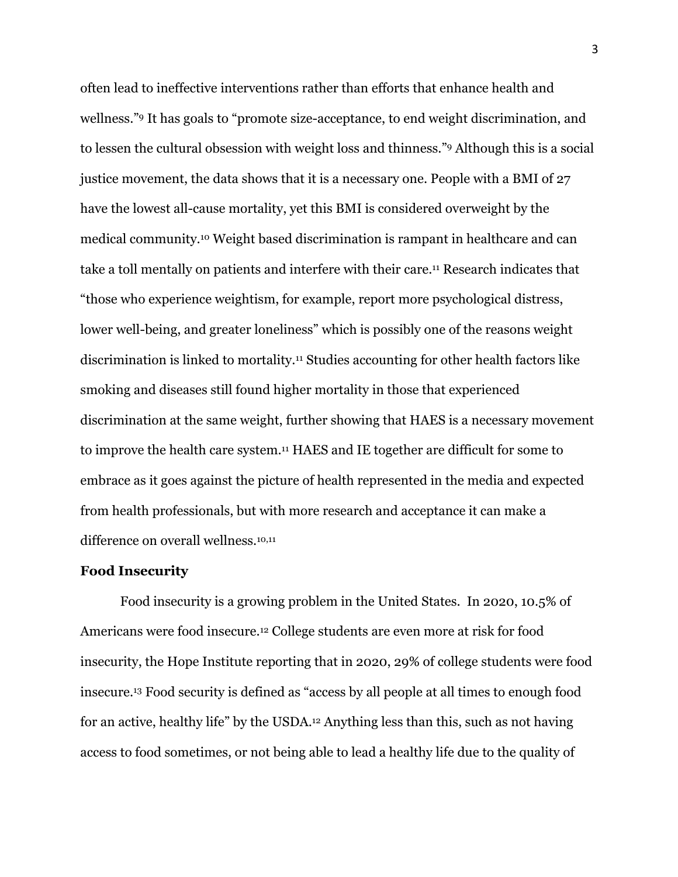often lead to ineffective interventions rather than efforts that enhance health and wellness."[9] It has goals to "promote size-acceptance, to end weight discrimination, and to lessen the cultural obsession with weight loss and thinness."[9] Although this is a social justice movement, the data shows that it is a necessary one. People with a BMI of 27 have the lowest all-cause mortality, yet this BMI is considered overweight by the medical community.[10] Weight based discrimination is rampant in healthcare and can take a toll mentally on patients and interfere with their care.[11] Research indicates that "those who experience weightism, for example, report more psychological distress, lower well-being, and greater loneliness" which is possibly one of the reasons weight discrimination is linked to mortality.[11] Studies accounting for other health factors like smoking and diseases still found higher mortality in those that experienced discrimination at the same weight, further showing that HAES is a necessary movement to improve the health care system.[11] HAES and IE together are difficult for some to embrace as it goes against the picture of health represented in the media and expected from health professionals, but with more research and acceptance it can make a difference on overall wellness.[10,11]

**Food Insecurity**

Food insecurity is a growing problem in the United States. In 2020, 10.5% of Americans were food insecure.[12] College students are even more at risk for food insecurity, the Hope Institute reporting that in 2020, 29% of college students were food insecure.[13] Food security is defined as "access by all people at all times to enough food for an active, healthy life" by the USDA.[12] Anything less than this, such as not having access to food sometimes, or not being able to lead a healthy life due to the quality of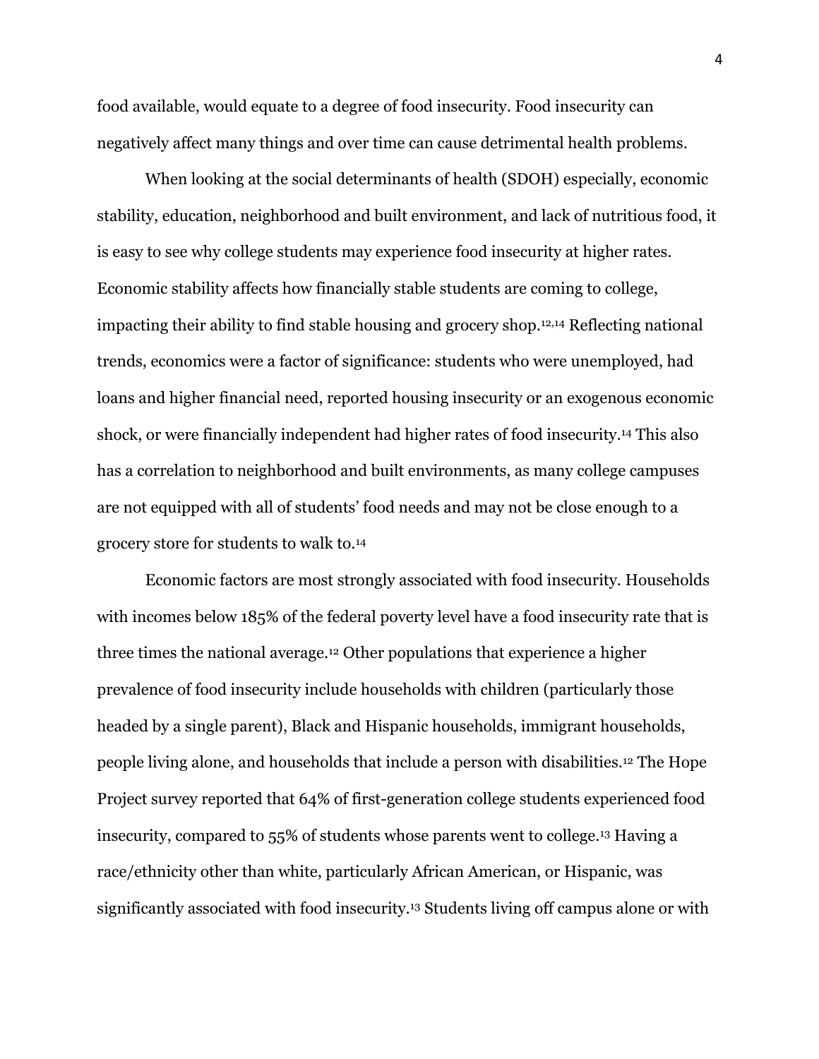food available, would equate to a degree of food insecurity. Food insecurity can negatively affect many things and over time can cause detrimental health problems.

When looking at the social determinants of health (SDOH) especially, economic stability, education, neighborhood and built environment, and lack of nutritious food, it is easy to see why college students may experience food insecurity at higher rates. Economic stability affects how financially stable students are coming to college, impacting their ability to find stable housing and grocery shop.[12,14] Reflecting national trends, economics were a factor of significance: students who were unemployed, had loans and higher financial need, reported housing insecurity or an exogenous economic shock, or were financially independent had higher rates of food insecurity.[14] This also has a correlation to neighborhood and built environments, as many college campuses are not equipped with all of students' food needs and may not be close enough to a grocery store for students to walk to.[14]

Economic factors are most strongly associated with food insecurity. Households with incomes below 185% of the federal poverty level have a food insecurity rate that is three times the national average.[12] Other populations that experience a higher prevalence of food insecurity include households with children (particularly those headed by a single parent), Black and Hispanic households, immigrant households, people living alone, and households that include a person with disabilities.[12] The Hope Project survey reported that 64% of first-generation college students experienced food insecurity, compared to 55% of students whose parents went to college.[13] Having a race/ethnicity other than white, particularly African American, or Hispanic, was significantly associated with food insecurity.[13] Students living off campus alone or with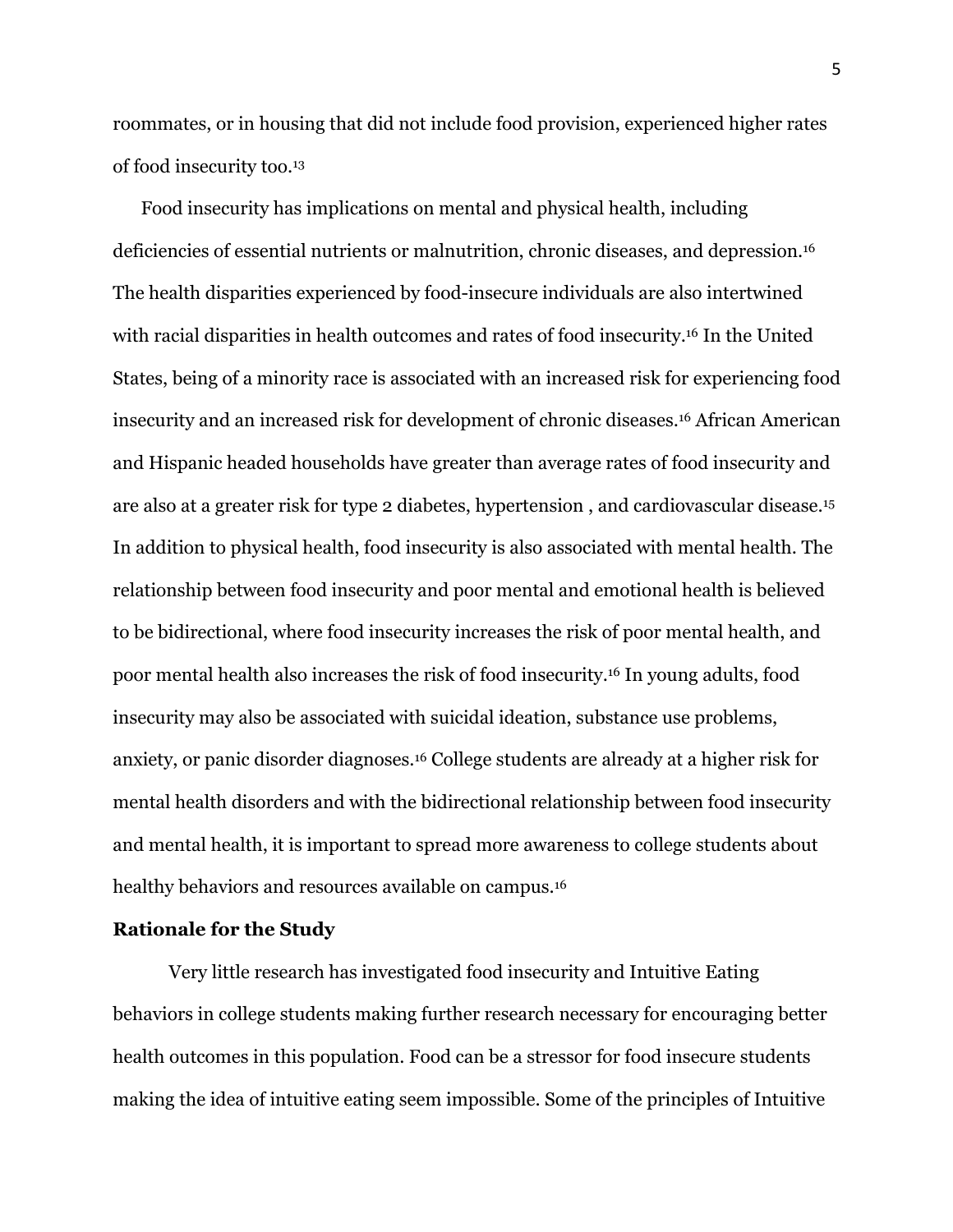roommates, or in housing that did not include food provision, experienced higher rates of food insecurity too.[13]

Food insecurity has implications on mental and physical health, including deficiencies of essential nutrients or malnutrition, chronic diseases, and depression.[16] The health disparities experienced by food-insecure individuals are also intertwined with racial disparities in health outcomes and rates of food insecurity.[16] In the United States, being of a minority race is associated with an increased risk for experiencing food insecurity and an increased risk for development of chronic diseases.[16] African American and Hispanic headed households have greater than average rates of food insecurity and are also at a greater risk for type 2 diabetes, hypertension , and cardiovascular disease.[15] In addition to physical health, food insecurity is also associated with mental health. The relationship between food insecurity and poor mental and emotional health is believed to be bidirectional, where food insecurity increases the risk of poor mental health, and poor mental health also increases the risk of food insecurity.[16] In young adults, food insecurity may also be associated with suicidal ideation, substance use problems, anxiety, or panic disorder diagnoses.[16] College students are already at a higher risk for mental health disorders and with the bidirectional relationship between food insecurity and mental health, it is important to spread more awareness to college students about healthy behaviors and resources available on campus.[16]

## Rationale for the Study

Very little research has investigated food insecurity and Intuitive Eating behaviors in college students making further research necessary for encouraging better health outcomes in this population. Food can be a stressor for food insecure students making the idea of intuitive eating seem impossible. Some of the principles of Intuitive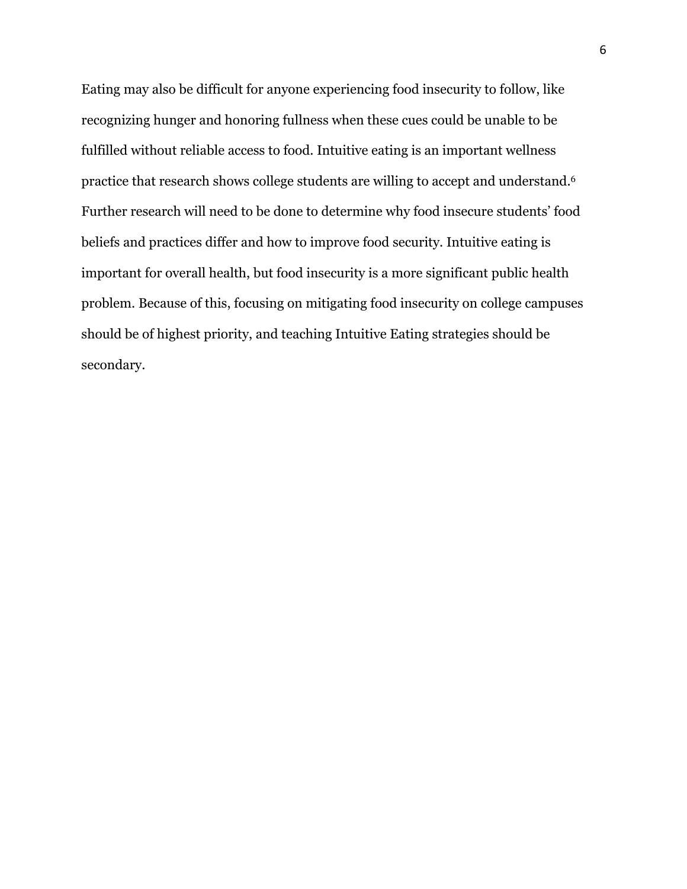Eating may also be difficult for anyone experiencing food insecurity to follow, like recognizing hunger and honoring fullness when these cues could be unable to be fulfilled without reliable access to food. Intuitive eating is an important wellness practice that research shows college students are willing to accept and understand.[6] Further research will need to be done to determine why food insecure students' food beliefs and practices differ and how to improve food security. Intuitive eating is important for overall health, but food insecurity is a more significant public health problem. Because of this, focusing on mitigating food insecurity on college campuses should be of highest priority, and teaching Intuitive Eating strategies should be secondary.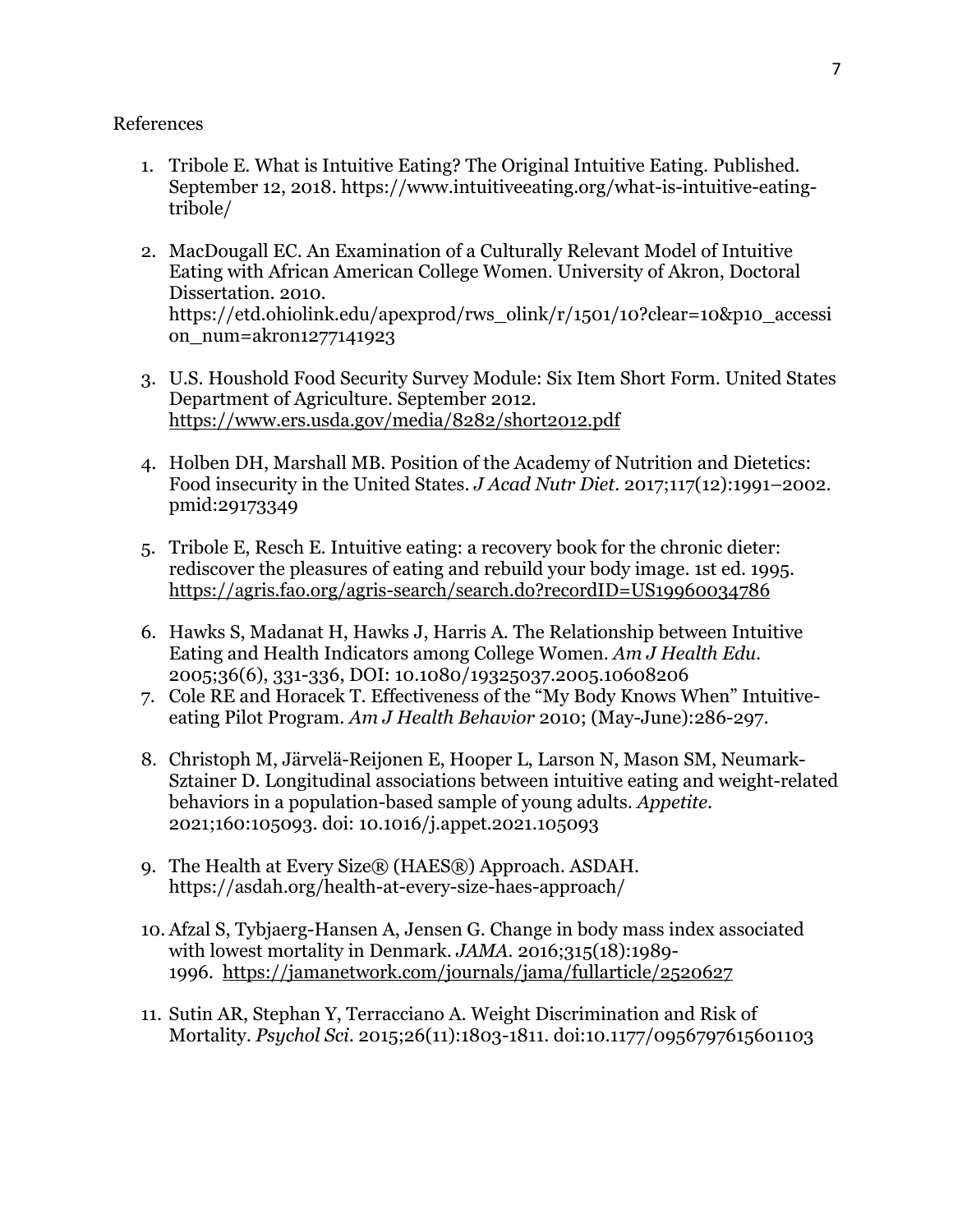References

1. Tribole E. What is Intuitive Eating? The Original Intuitive Eating. Published. September 12, 2018. https://www.intuitiveeating.org/what-is-intuitive-eating-tribole/

2. MacDougall EC. An Examination of a Culturally Relevant Model of Intuitive Eating with African American College Women. University of Akron, Doctoral Dissertation. 2010. https://etd.ohiolink.edu/apexprod/rws_olink/r/1501/10?clear=10&p10_accession_num=akron1277141923

3. U.S. Houshold Food Security Survey Module: Six Item Short Form. United States Department of Agriculture. September 2012. https://www.ers.usda.gov/media/8282/short2012.pdf

4. Holben DH, Marshall MB. Position of the Academy of Nutrition and Dietetics: Food insecurity in the United States. *J Acad Nutr Diet*. 2017;117(12):1991–2002. pmid:29173349

5. Tribole E, Resch E. Intuitive eating: a recovery book for the chronic dieter: rediscover the pleasures of eating and rebuild your body image. 1st ed. 1995. https://agris.fao.org/agris-search/search.do?recordID=US19960034786

6. Hawks S, Madanat H, Hawks J, Harris A. The Relationship between Intuitive Eating and Health Indicators among College Women. *Am J Health Edu.* 2005;36(6), 331-336, DOI: 10.1080/19325037.2005.10608206
7. Cole RE and Horacek T. Effectiveness of the "My Body Knows When" Intuitive-eating Pilot Program. *Am J Health Behavior* 2010; (May-June):286-297.

8. Christoph M, Järvelä-Reijonen E, Hooper L, Larson N, Mason SM, Neumark-Sztainer D. Longitudinal associations between intuitive eating and weight-related behaviors in a population-based sample of young adults. *Appetite*. 2021;160:105093. doi: 10.1016/j.appet.2021.105093

9. The Health at Every Size® (HAES®) Approach. ASDAH. https://asdah.org/health-at-every-size-haes-approach/

10. Afzal S, Tybjaerg-Hansen A, Jensen G. Change in body mass index associated with lowest mortality in Denmark. *JAMA*. 2016;315(18):1989-1996. https://jamanetwork.com/journals/jama/fullarticle/2520627

11. Sutin AR, Stephan Y, Terracciano A. Weight Discrimination and Risk of Mortality. *Psychol Sci.* 2015;26(11):1803-1811. doi:10.1177/0956797615601103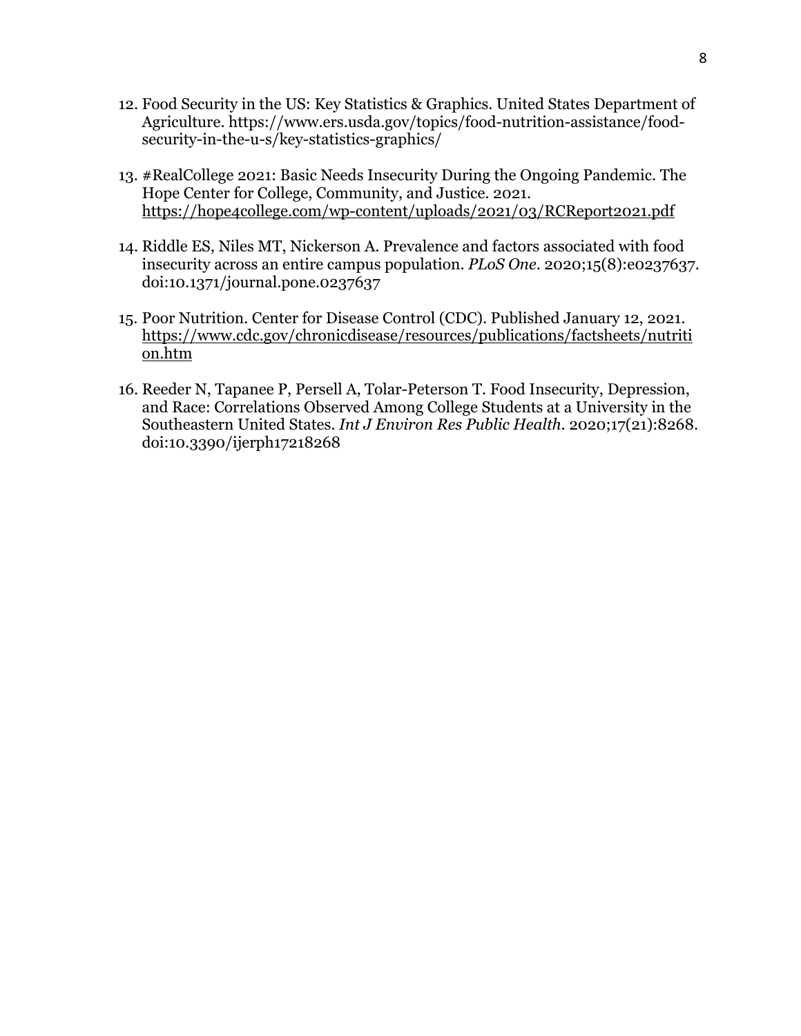12. Food Security in the US: Key Statistics & Graphics. United States Department of Agriculture. https://www.ers.usda.gov/topics/food-nutrition-assistance/food-security-in-the-u-s/key-statistics-graphics/

13. #RealCollege 2021: Basic Needs Insecurity During the Ongoing Pandemic. The Hope Center for College, Community, and Justice. 2021. https://hope4college.com/wp-content/uploads/2021/03/RCReport2021.pdf

14. Riddle ES, Niles MT, Nickerson A. Prevalence and factors associated with food insecurity across an entire campus population. *PLoS One*. 2020;15(8):e0237637. doi:10.1371/journal.pone.0237637

15. Poor Nutrition. Center for Disease Control (CDC). Published January 12, 2021. https://www.cdc.gov/chronicdisease/resources/publications/factsheets/nutrition.htm

16. Reeder N, Tapanee P, Persell A, Tolar-Peterson T. Food Insecurity, Depression, and Race: Correlations Observed Among College Students at a University in the Southeastern United States. *Int J Environ Res Public Health*. 2020;17(21):8268. doi:10.3390/ijerph17218268